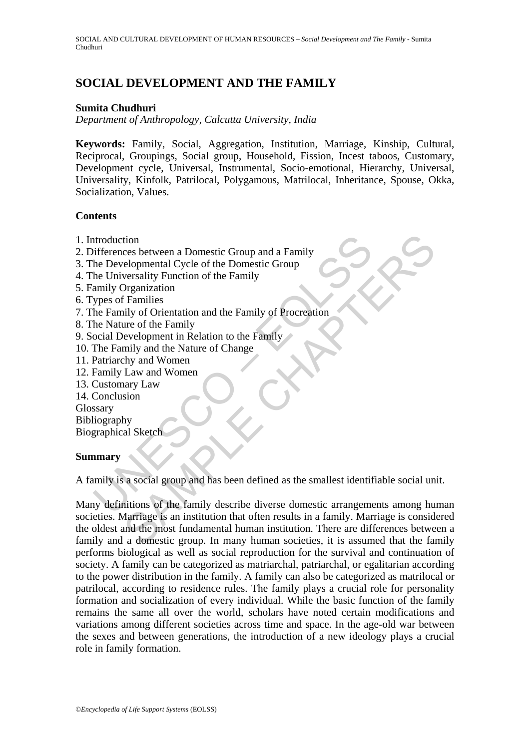# SOCIAL DEVELOPMENT AND THE FAMILY

**Sumita Chudhuri**

*Department of Anthropology, Calcutta University, India*

**Keywords:** Family, Social, Aggregation, Institution, Marriage, Kinship, Cultural, Reciprocal, Groupings, Social group, Household, Fission, Incest taboos, Customary, Development cycle, Universal, Instrumental, Socio-emotional, Hierarchy, Universal, Universality, Kinfolk, Patrilocal, Polygamous, Matrilocal, Inheritance, Spouse, Okka, Socialization, Values.

## Contents

1. Introduction
2. Differences between a Domestic Group and a Family
3. The Developmental Cycle of the Domestic Group
4. The Universality Function of the Family
5. Family Organization
6. Types of Families
7. The Family of Orientation and the Family of Procreation
8. The Nature of the Family
9. Social Development in Relation to the Family
10. The Family and the Nature of Change
11. Patriarchy and Women
12. Family Law and Women
13. Customary Law
14. Conclusion

Glossary
Bibliography
Biographical Sketch

## Summary

A family is a social group and has been defined as the smallest identifiable social unit.

Many definitions of the family describe diverse domestic arrangements among human societies. Marriage is an institution that often results in a family. Marriage is considered the oldest and the most fundamental human institution. There are differences between a family and a domestic group. In many human societies, it is assumed that the family performs biological as well as social reproduction for the survival and continuation of society. A family can be categorized as matriarchal, patriarchal, or egalitarian according to the power distribution in the family. A family can also be categorized as matrilocal or patrilocal, according to residence rules. The family plays a crucial role for personality formation and socialization of every individual. While the basic function of the family remains the same all over the world, scholars have noted certain modifications and variations among different societies across time and space. In the age-old war between the sexes and between generations, the introduction of a new ideology plays a crucial role in family formation.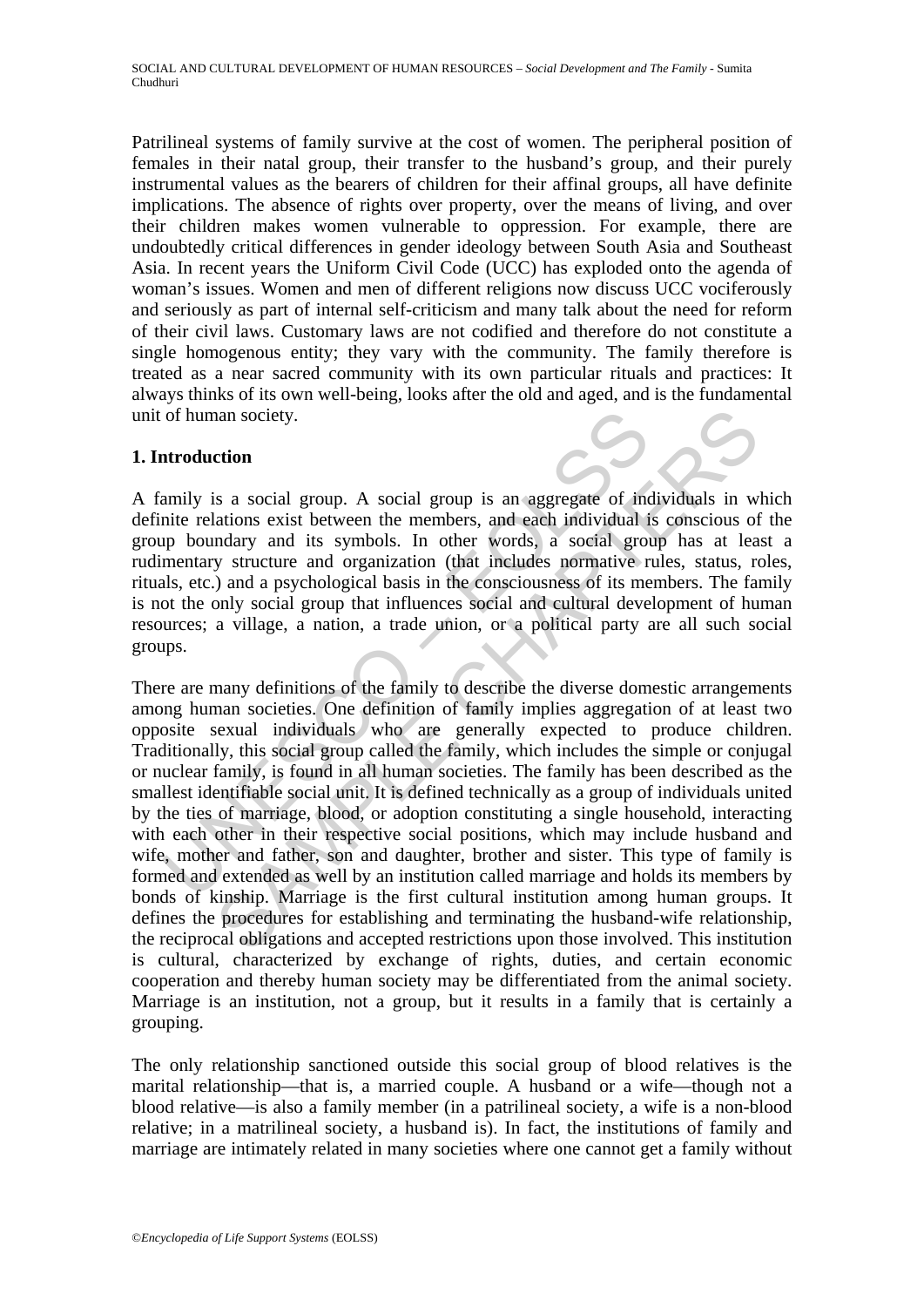Patrilineal systems of family survive at the cost of women. The peripheral position of females in their natal group, their transfer to the husband's group, and their purely instrumental values as the bearers of children for their affinal groups, all have definite implications. The absence of rights over property, over the means of living, and over their children makes women vulnerable to oppression. For example, there are undoubtedly critical differences in gender ideology between South Asia and Southeast Asia. In recent years the Uniform Civil Code (UCC) has exploded onto the agenda of woman's issues. Women and men of different religions now discuss UCC vociferously and seriously as part of internal self-criticism and many talk about the need for reform of their civil laws. Customary laws are not codified and therefore do not constitute a single homogenous entity; they vary with the community. The family therefore is treated as a near sacred community with its own particular rituals and practices: It always thinks of its own well-being, looks after the old and aged, and is the fundamental unit of human society.

## 1. Introduction

A family is a social group. A social group is an aggregate of individuals in which definite relations exist between the members, and each individual is conscious of the group boundary and its symbols. In other words, a social group has at least a rudimentary structure and organization (that includes normative rules, status, roles, rituals, etc.) and a psychological basis in the consciousness of its members. The family is not the only social group that influences social and cultural development of human resources; a village, a nation, a trade union, or a political party are all such social groups.

There are many definitions of the family to describe the diverse domestic arrangements among human societies. One definition of family implies aggregation of at least two opposite sexual individuals who are generally expected to produce children. Traditionally, this social group called the family, which includes the simple or conjugal or nuclear family, is found in all human societies. The family has been described as the smallest identifiable social unit. It is defined technically as a group of individuals united by the ties of marriage, blood, or adoption constituting a single household, interacting with each other in their respective social positions, which may include husband and wife, mother and father, son and daughter, brother and sister. This type of family is formed and extended as well by an institution called marriage and holds its members by bonds of kinship. Marriage is the first cultural institution among human groups. It defines the procedures for establishing and terminating the husband-wife relationship, the reciprocal obligations and accepted restrictions upon those involved. This institution is cultural, characterized by exchange of rights, duties, and certain economic cooperation and thereby human society may be differentiated from the animal society. Marriage is an institution, not a group, but it results in a family that is certainly a grouping.

The only relationship sanctioned outside this social group of blood relatives is the marital relationship—that is, a married couple. A husband or a wife—though not a blood relative—is also a family member (in a patrilineal society, a wife is a non-blood relative; in a matrilineal society, a husband is). In fact, the institutions of family and marriage are intimately related in many societies where one cannot get a family without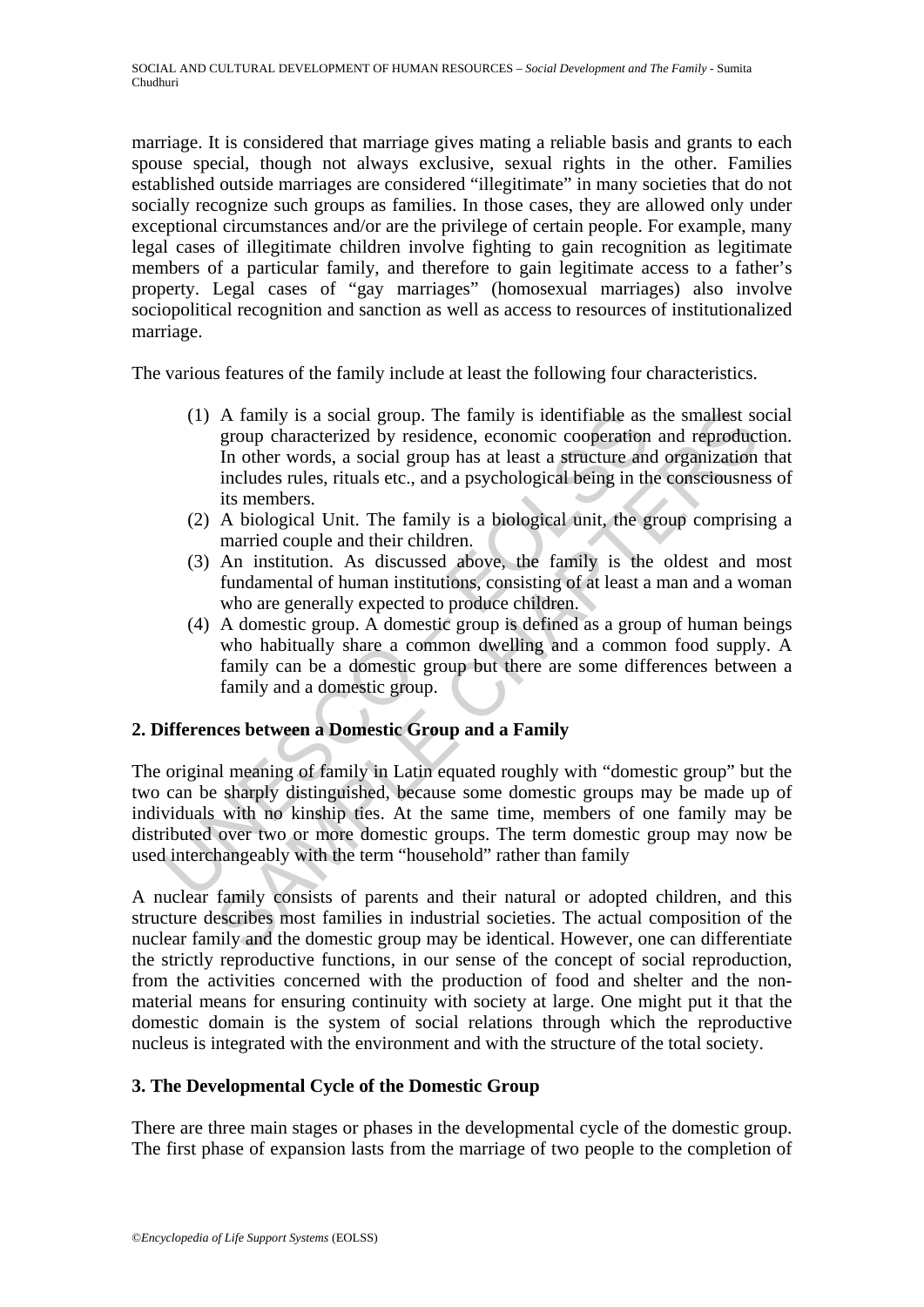marriage. It is considered that marriage gives mating a reliable basis and grants to each spouse special, though not always exclusive, sexual rights in the other. Families established outside marriages are considered "illegitimate" in many societies that do not socially recognize such groups as families. In those cases, they are allowed only under exceptional circumstances and/or are the privilege of certain people. For example, many legal cases of illegitimate children involve fighting to gain recognition as legitimate members of a particular family, and therefore to gain legitimate access to a father's property. Legal cases of "gay marriages" (homosexual marriages) also involve sociopolitical recognition and sanction as well as access to resources of institutionalized marriage.

The various features of the family include at least the following four characteristics.

(1) A family is a social group. The family is identifiable as the smallest social group characterized by residence, economic cooperation and reproduction. In other words, a social group has at least a structure and organization that includes rules, rituals etc., and a psychological being in the consciousness of its members.
(2) A biological Unit. The family is a biological unit, the group comprising a married couple and their children.
(3) An institution. As discussed above, the family is the oldest and most fundamental of human institutions, consisting of at least a man and a woman who are generally expected to produce children.
(4) A domestic group. A domestic group is defined as a group of human beings who habitually share a common dwelling and a common food supply. A family can be a domestic group but there are some differences between a family and a domestic group.

## 2. Differences between a Domestic Group and a Family

The original meaning of family in Latin equated roughly with "domestic group" but the two can be sharply distinguished, because some domestic groups may be made up of individuals with no kinship ties. At the same time, members of one family may be distributed over two or more domestic groups. The term domestic group may now be used interchangeably with the term "household" rather than family

A nuclear family consists of parents and their natural or adopted children, and this structure describes most families in industrial societies. The actual composition of the nuclear family and the domestic group may be identical. However, one can differentiate the strictly reproductive functions, in our sense of the concept of social reproduction, from the activities concerned with the production of food and shelter and the non-material means for ensuring continuity with society at large. One might put it that the domestic domain is the system of social relations through which the reproductive nucleus is integrated with the environment and with the structure of the total society.

## 3. The Developmental Cycle of the Domestic Group

There are three main stages or phases in the developmental cycle of the domestic group. The first phase of expansion lasts from the marriage of two people to the completion of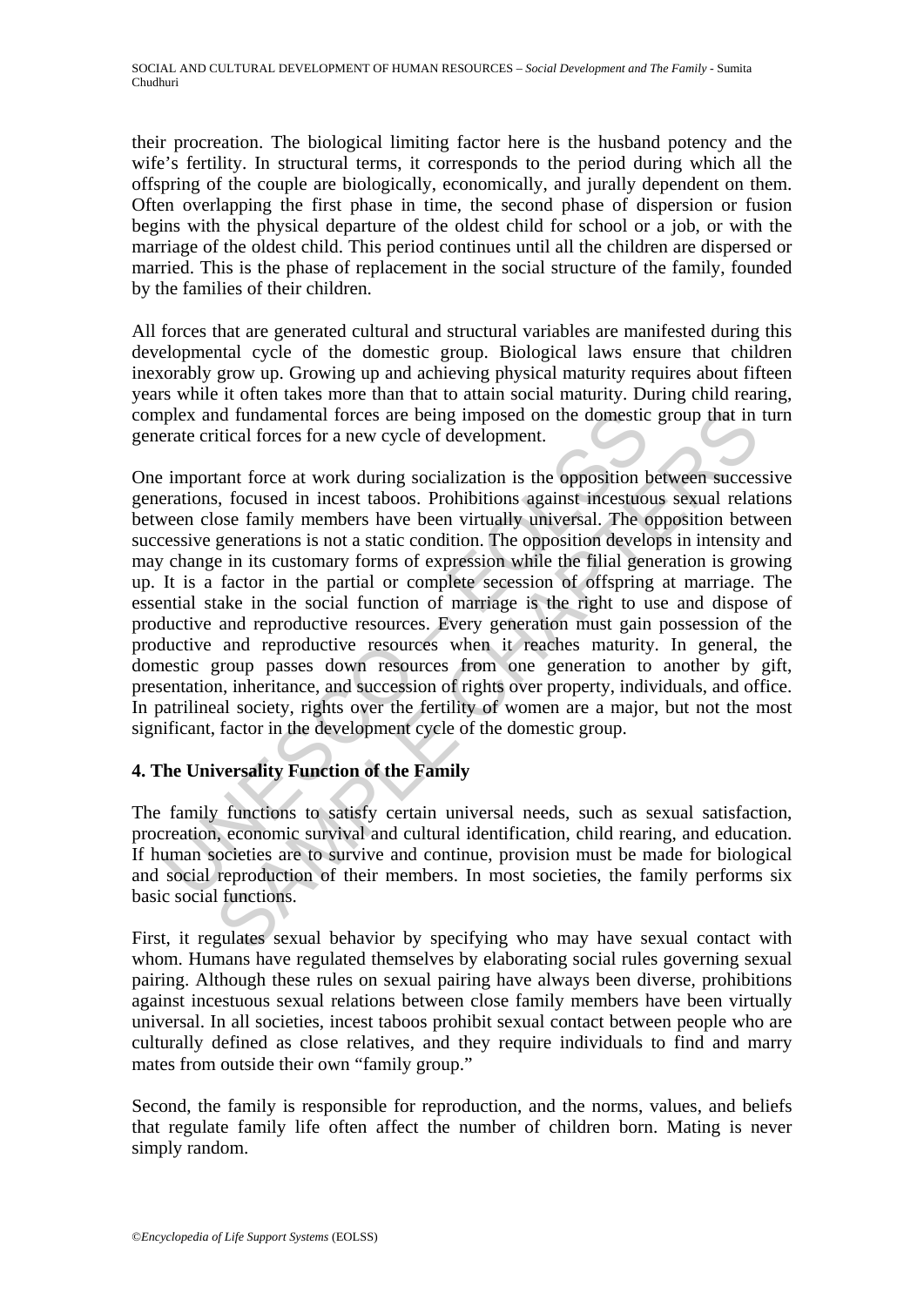their procreation. The biological limiting factor here is the husband potency and the wife's fertility. In structural terms, it corresponds to the period during which all the offspring of the couple are biologically, economically, and jurally dependent on them. Often overlapping the first phase in time, the second phase of dispersion or fusion begins with the physical departure of the oldest child for school or a job, or with the marriage of the oldest child. This period continues until all the children are dispersed or married. This is the phase of replacement in the social structure of the family, founded by the families of their children.

All forces that are generated cultural and structural variables are manifested during this developmental cycle of the domestic group. Biological laws ensure that children inexorably grow up. Growing up and achieving physical maturity requires about fifteen years while it often takes more than that to attain social maturity. During child rearing, complex and fundamental forces are being imposed on the domestic group that in turn generate critical forces for a new cycle of development.

One important force at work during socialization is the opposition between successive generations, focused in incest taboos. Prohibitions against incestuous sexual relations between close family members have been virtually universal. The opposition between successive generations is not a static condition. The opposition develops in intensity and may change in its customary forms of expression while the filial generation is growing up. It is a factor in the partial or complete secession of offspring at marriage. The essential stake in the social function of marriage is the right to use and dispose of productive and reproductive resources. Every generation must gain possession of the productive and reproductive resources when it reaches maturity. In general, the domestic group passes down resources from one generation to another by gift, presentation, inheritance, and succession of rights over property, individuals, and office. In patrilineal society, rights over the fertility of women are a major, but not the most significant, factor in the development cycle of the domestic group.

## 4. The Universality Function of the Family

The family functions to satisfy certain universal needs, such as sexual satisfaction, procreation, economic survival and cultural identification, child rearing, and education. If human societies are to survive and continue, provision must be made for biological and social reproduction of their members. In most societies, the family performs six basic social functions.

First, it regulates sexual behavior by specifying who may have sexual contact with whom. Humans have regulated themselves by elaborating social rules governing sexual pairing. Although these rules on sexual pairing have always been diverse, prohibitions against incestuous sexual relations between close family members have been virtually universal. In all societies, incest taboos prohibit sexual contact between people who are culturally defined as close relatives, and they require individuals to find and marry mates from outside their own "family group."

Second, the family is responsible for reproduction, and the norms, values, and beliefs that regulate family life often affect the number of children born. Mating is never simply random.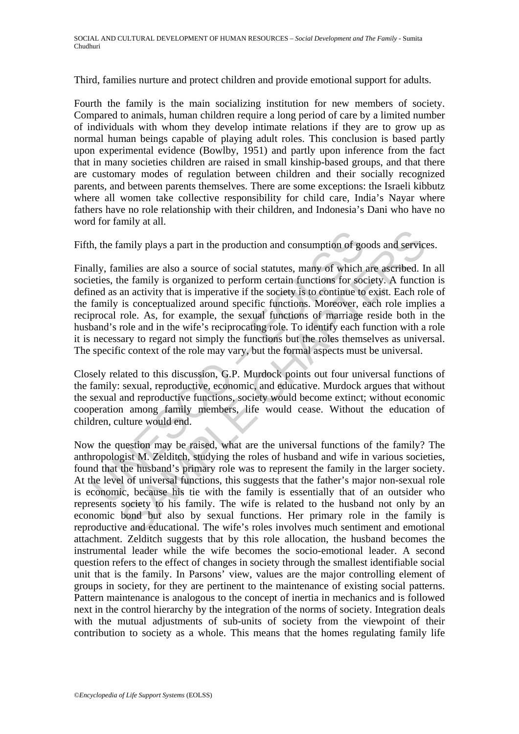Third, families nurture and protect children and provide emotional support for adults.

Fourth the family is the main socializing institution for new members of society. Compared to animals, human children require a long period of care by a limited number of individuals with whom they develop intimate relations if they are to grow up as normal human beings capable of playing adult roles. This conclusion is based partly upon experimental evidence (Bowlby, 1951) and partly upon inference from the fact that in many societies children are raised in small kinship-based groups, and that there are customary modes of regulation between children and their socially recognized parents, and between parents themselves. There are some exceptions: the Israeli kibbutz where all women take collective responsibility for child care, India's Nayar where fathers have no role relationship with their children, and Indonesia's Dani who have no word for family at all.

Fifth, the family plays a part in the production and consumption of goods and services.

Finally, families are also a source of social statutes, many of which are ascribed. In all societies, the family is organized to perform certain functions for society. A function is defined as an activity that is imperative if the society is to continue to exist. Each role of the family is conceptualized around specific functions. Moreover, each role implies a reciprocal role. As, for example, the sexual functions of marriage reside both in the husband's role and in the wife's reciprocating role. To identify each function with a role it is necessary to regard not simply the functions but the roles themselves as universal. The specific context of the role may vary, but the formal aspects must be universal.

Closely related to this discussion, G.P. Murdock points out four universal functions of the family: sexual, reproductive, economic, and educative. Murdock argues that without the sexual and reproductive functions, society would become extinct; without economic cooperation among family members, life would cease. Without the education of children, culture would end.

Now the question may be raised, what are the universal functions of the family? The anthropologist M. Zelditch, studying the roles of husband and wife in various societies, found that the husband's primary role was to represent the family in the larger society. At the level of universal functions, this suggests that the father's major non-sexual role is economic, because his tie with the family is essentially that of an outsider who represents society to his family. The wife is related to the husband not only by an economic bond but also by sexual functions. Her primary role in the family is reproductive and educational. The wife's roles involves much sentiment and emotional attachment. Zelditch suggests that by this role allocation, the husband becomes the instrumental leader while the wife becomes the socio-emotional leader. A second question refers to the effect of changes in society through the smallest identifiable social unit that is the family. In Parsons' view, values are the major controlling element of groups in society, for they are pertinent to the maintenance of existing social patterns. Pattern maintenance is analogous to the concept of inertia in mechanics and is followed next in the control hierarchy by the integration of the norms of society. Integration deals with the mutual adjustments of sub-units of society from the viewpoint of their contribution to society as a whole. This means that the homes regulating family life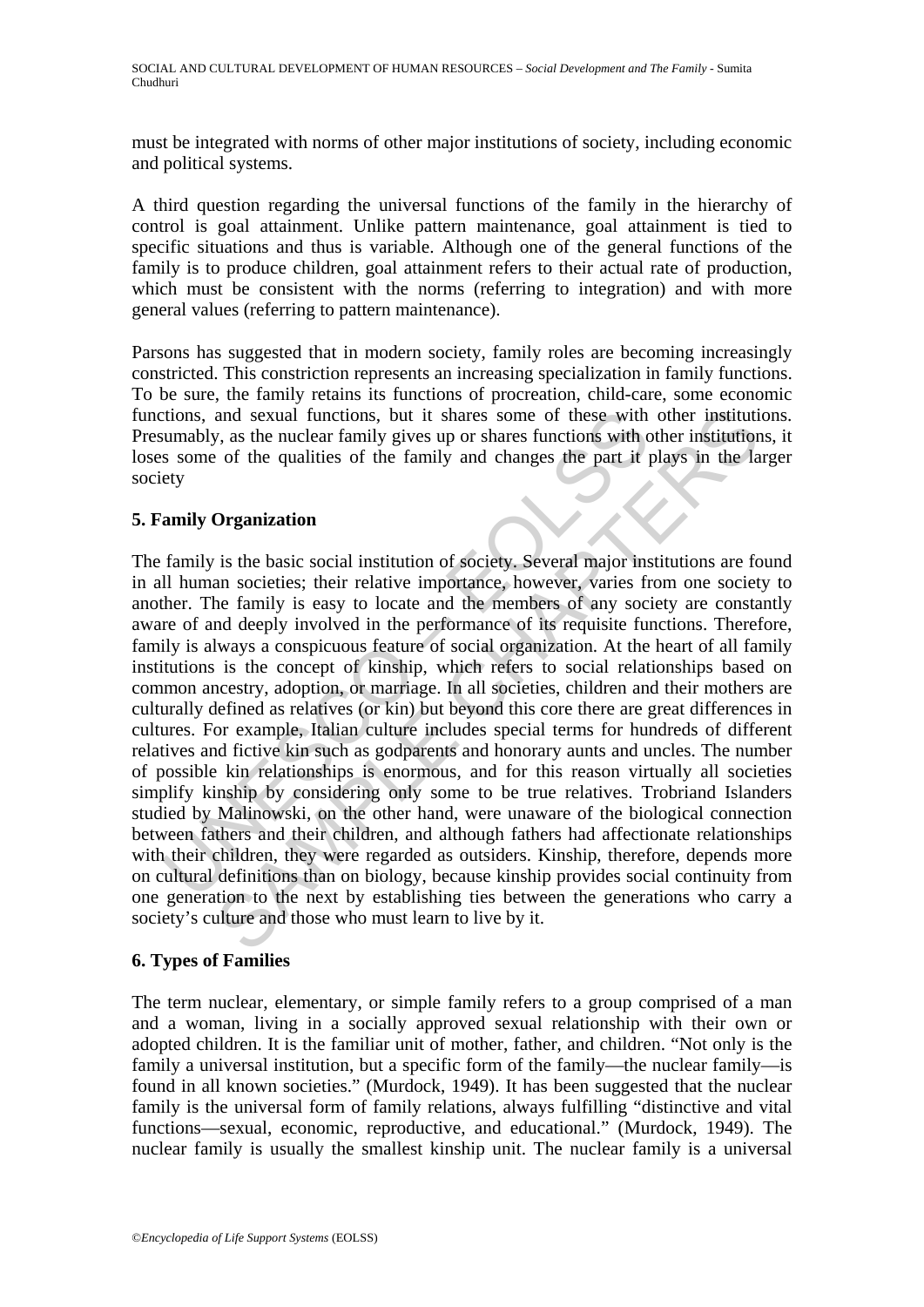must be integrated with norms of other major institutions of society, including economic and political systems.

A third question regarding the universal functions of the family in the hierarchy of control is goal attainment. Unlike pattern maintenance, goal attainment is tied to specific situations and thus is variable. Although one of the general functions of the family is to produce children, goal attainment refers to their actual rate of production, which must be consistent with the norms (referring to integration) and with more general values (referring to pattern maintenance).

Parsons has suggested that in modern society, family roles are becoming increasingly constricted. This constriction represents an increasing specialization in family functions. To be sure, the family retains its functions of procreation, child-care, some economic functions, and sexual functions, but it shares some of these with other institutions. Presumably, as the nuclear family gives up or shares functions with other institutions, it loses some of the qualities of the family and changes the part it plays in the larger society

## 5. Family Organization

The family is the basic social institution of society. Several major institutions are found in all human societies; their relative importance, however, varies from one society to another. The family is easy to locate and the members of any society are constantly aware of and deeply involved in the performance of its requisite functions. Therefore, family is always a conspicuous feature of social organization. At the heart of all family institutions is the concept of kinship, which refers to social relationships based on common ancestry, adoption, or marriage. In all societies, children and their mothers are culturally defined as relatives (or kin) but beyond this core there are great differences in cultures. For example, Italian culture includes special terms for hundreds of different relatives and fictive kin such as godparents and honorary aunts and uncles. The number of possible kin relationships is enormous, and for this reason virtually all societies simplify kinship by considering only some to be true relatives. Trobriand Islanders studied by Malinowski, on the other hand, were unaware of the biological connection between fathers and their children, and although fathers had affectionate relationships with their children, they were regarded as outsiders. Kinship, therefore, depends more on cultural definitions than on biology, because kinship provides social continuity from one generation to the next by establishing ties between the generations who carry a society's culture and those who must learn to live by it.

## 6. Types of Families

The term nuclear, elementary, or simple family refers to a group comprised of a man and a woman, living in a socially approved sexual relationship with their own or adopted children. It is the familiar unit of mother, father, and children. "Not only is the family a universal institution, but a specific form of the family—the nuclear family—is found in all known societies." (Murdock, 1949). It has been suggested that the nuclear family is the universal form of family relations, always fulfilling "distinctive and vital functions—sexual, economic, reproductive, and educational." (Murdock, 1949). The nuclear family is usually the smallest kinship unit. The nuclear family is a universal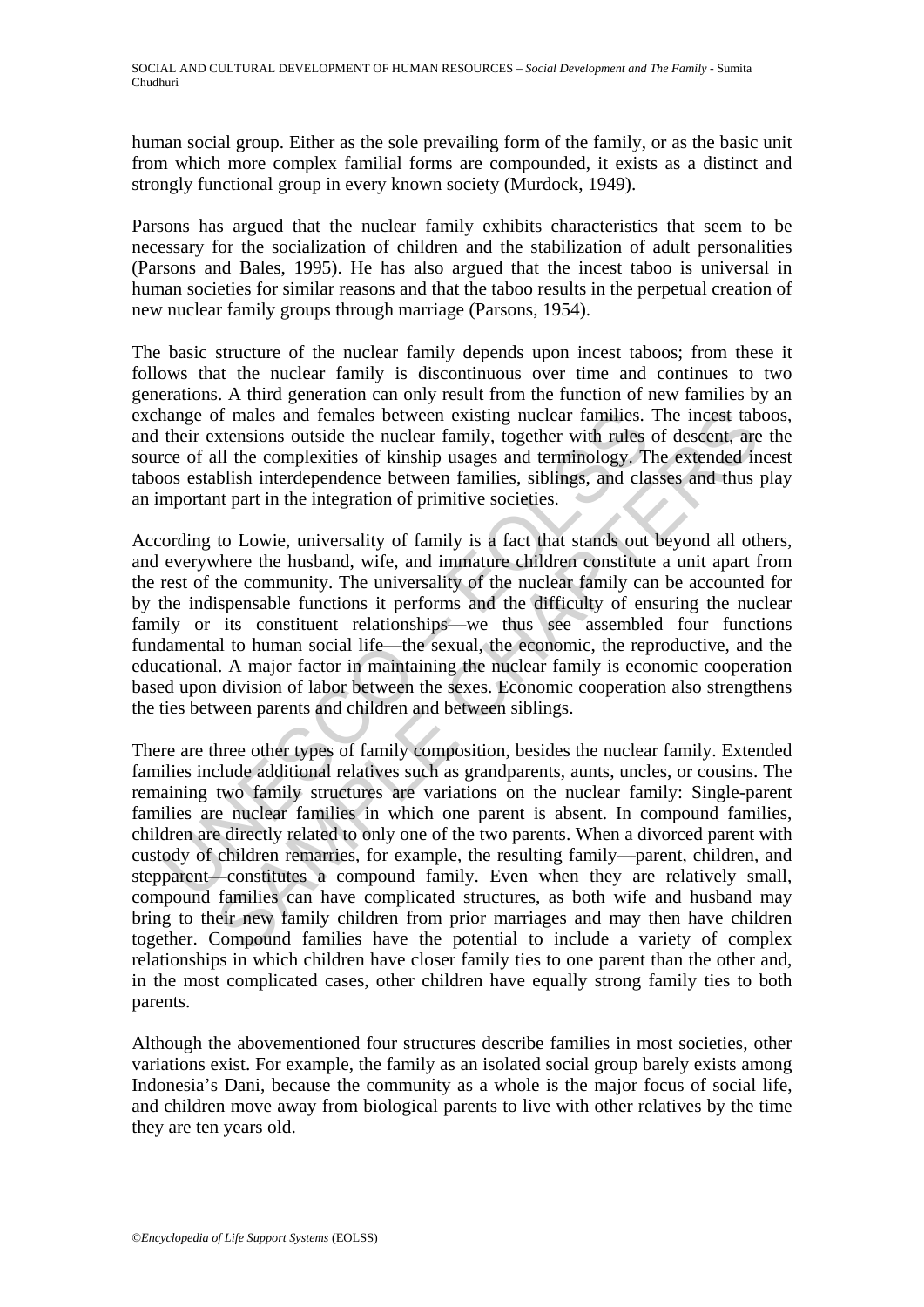human social group. Either as the sole prevailing form of the family, or as the basic unit from which more complex familial forms are compounded, it exists as a distinct and strongly functional group in every known society (Murdock, 1949).

Parsons has argued that the nuclear family exhibits characteristics that seem to be necessary for the socialization of children and the stabilization of adult personalities (Parsons and Bales, 1995). He has also argued that the incest taboo is universal in human societies for similar reasons and that the taboo results in the perpetual creation of new nuclear family groups through marriage (Parsons, 1954).

The basic structure of the nuclear family depends upon incest taboos; from these it follows that the nuclear family is discontinuous over time and continues to two generations. A third generation can only result from the function of new families by an exchange of males and females between existing nuclear families. The incest taboos, and their extensions outside the nuclear family, together with rules of descent, are the source of all the complexities of kinship usages and terminology. The extended incest taboos establish interdependence between families, siblings, and classes and thus play an important part in the integration of primitive societies.

According to Lowie, universality of family is a fact that stands out beyond all others, and everywhere the husband, wife, and immature children constitute a unit apart from the rest of the community. The universality of the nuclear family can be accounted for by the indispensable functions it performs and the difficulty of ensuring the nuclear family or its constituent relationships—we thus see assembled four functions fundamental to human social life—the sexual, the economic, the reproductive, and the educational. A major factor in maintaining the nuclear family is economic cooperation based upon division of labor between the sexes. Economic cooperation also strengthens the ties between parents and children and between siblings.

There are three other types of family composition, besides the nuclear family. Extended families include additional relatives such as grandparents, aunts, uncles, or cousins. The remaining two family structures are variations on the nuclear family: Single-parent families are nuclear families in which one parent is absent. In compound families, children are directly related to only one of the two parents. When a divorced parent with custody of children remarries, for example, the resulting family—parent, children, and stepparent—constitutes a compound family. Even when they are relatively small, compound families can have complicated structures, as both wife and husband may bring to their new family children from prior marriages and may then have children together. Compound families have the potential to include a variety of complex relationships in which children have closer family ties to one parent than the other and, in the most complicated cases, other children have equally strong family ties to both parents.

Although the abovementioned four structures describe families in most societies, other variations exist. For example, the family as an isolated social group barely exists among Indonesia's Dani, because the community as a whole is the major focus of social life, and children move away from biological parents to live with other relatives by the time they are ten years old.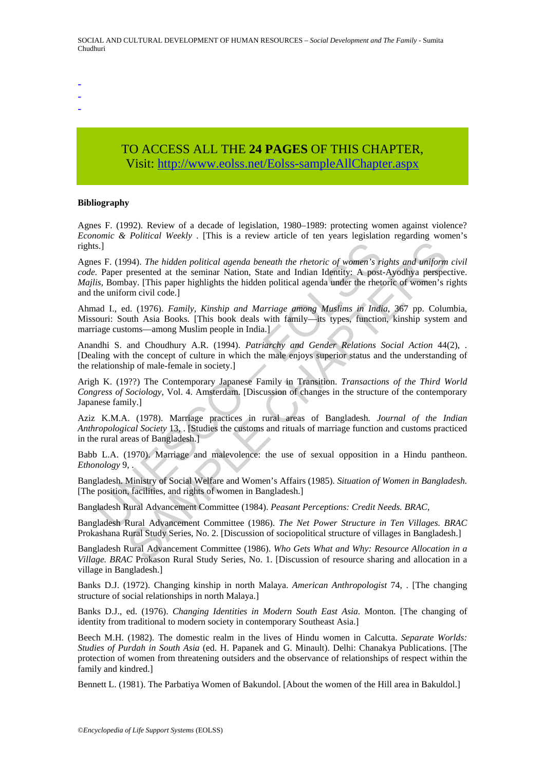-
-
-

TO ACCESS ALL THE **24 PAGES** OF THIS CHAPTER,
Visit: http://www.eolss.net/Eolss-sampleAllChapter.aspx

**Bibliography**

Agnes F. (1992). Review of a decade of legislation, 1980–1989: protecting women against violence? *Economic & Political Weekly* . [This is a review article of ten years legislation regarding women's rights.]

Agnes F. (1994). *The hidden political agenda beneath the rhetoric of women's rights and uniform civil code.* Paper presented at the seminar Nation, State and Indian Identity: A post-Ayodhya perspective. *Majlis,* Bombay. [This paper highlights the hidden political agenda under the rhetoric of women's rights and the uniform civil code.]

Ahmad I., ed. (1976). *Family, Kinship and Marriage among Muslims in India,* 367 pp. Columbia, Missouri: South Asia Books. [This book deals with family—its types, function, kinship system and marriage customs—among Muslim people in India.]

Anandhi S. and Choudhury A.R. (1994). *Patriarchy and Gender Relations Social Action* 44(2), . [Dealing with the concept of culture in which the male enjoys superior status and the understanding of the relationship of male-female in society.]

Arigh K. (19??) The Contemporary Japanese Family in Transition. *Transactions of the Third World Congress of Sociology,* Vol. 4. Amsterdam. [Discussion of changes in the structure of the contemporary Japanese family.]

Aziz K.M.A. (1978). Marriage practices in rural areas of Bangladesh. *Journal of the Indian Anthropological Society* 13, . [Studies the customs and rituals of marriage function and customs practiced in the rural areas of Bangladesh.]

Babb L.A. (1970). Marriage and malevolence: the use of sexual opposition in a Hindu pantheon. *Ethonology* 9, .

Bangladesh. Ministry of Social Welfare and Women's Affairs (1985). *Situation of Women in Bangladesh.* [The position, facilities, and rights of women in Bangladesh.]

Bangladesh Rural Advancement Committee (1984). *Peasant Perceptions: Credit Needs. BRAC,*

Bangladesh Rural Advancement Committee (1986). *The Net Power Structure in Ten Villages. BRAC* Prokashana Rural Study Series, No. 2. [Discussion of sociopolitical structure of villages in Bangladesh.]

Bangladesh Rural Advancement Committee (1986). *Who Gets What and Why: Resource Allocation in a Village. BRAC* Prokason Rural Study Series, No. 1. [Discussion of resource sharing and allocation in a village in Bangladesh.]

Banks D.J. (1972). Changing kinship in north Malaya. *American Anthropologist* 74, . [The changing structure of social relationships in north Malaya.]

Banks D.J., ed. (1976). *Changing Identities in Modern South East Asia.* Monton. [The changing of identity from traditional to modern society in contemporary Southeast Asia.]

Beech M.H. (1982). The domestic realm in the lives of Hindu women in Calcutta. *Separate Worlds: Studies of Purdah in South Asia* (ed. H. Papanek and G. Minault). Delhi: Chanakya Publications. [The protection of women from threatening outsiders and the observance of relationships of respect within the family and kindred.]

Bennett L. (1981). The Parbatiya Women of Bakundol. [About the women of the Hill area in Bakuldol.]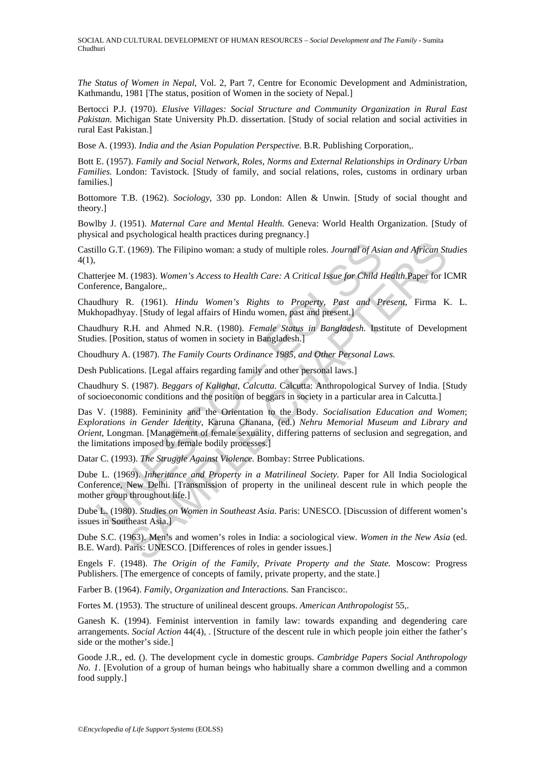*The Status of Women in Nepal,* Vol. 2, Part 7, Centre for Economic Development and Administration, Kathmandu, 1981 [The status, position of Women in the society of Nepal.]

Bertocci P.J. (1970). *Elusive Villages: Social Structure and Community Organization in Rural East Pakistan.* Michigan State University Ph.D. dissertation. [Study of social relation and social activities in rural East Pakistan.]

Bose A. (1993). *India and the Asian Population Perspective.* B.R. Publishing Corporation,.

Bott E. (1957). *Family and Social Network, Roles, Norms and External Relationships in Ordinary Urban Families.* London: Tavistock. [Study of family, and social relations, roles, customs in ordinary urban families.]

Bottomore T.B. (1962). *Sociology*, 330 pp. London: Allen & Unwin. [Study of social thought and theory.]

Bowlby J. (1951). *Maternal Care and Mental Health.* Geneva: World Health Organization. [Study of physical and psychological health practices during pregnancy.]

Castillo G.T. (1969). The Filipino woman: a study of multiple roles. *Journal of Asian and African Studies* 4(1),

Chatterjee M. (1983). *Women's Access to Health Care: A Critical Issue for Child Health.*Paper for ICMR Conference, Bangalore,.

Chaudhury R. (1961). *Hindu Women's Rights to Property, Past and Present*, Firma K. L. Mukhopadhyay. [Study of legal affairs of Hindu women, past and present.]

Chaudhury R.H. and Ahmed N.R. (1980). *Female Status in Bangladesh.* Institute of Development Studies. [Position, status of women in society in Bangladesh.]

Choudhury A. (1987). *The Family Courts Ordinance 1985, and Other Personal Laws.*

Desh Publications. [Legal affairs regarding family and other personal laws.]

Chaudhury S. (1987). *Beggars of Kalighat, Calcutta.* Calcutta: Anthropological Survey of India. [Study of socioeconomic conditions and the position of beggars in society in a particular area in Calcutta.]

Das V. (1988). Femininity and the Orientation to the Body. *Socialisation Education and Women*; *Explorations in Gender Identity*, Karuna Chanana, (ed.) *Nehru Memorial Museum and Library and Orient,* Longman. [Management of female sexuality, differing patterns of seclusion and segregation, and the limitations imposed by female bodily processes.]

Datar C. (1993). *The Struggle Against Violence.* Bombay: Strree Publications.

Dube L. (1969). *Inheritance and Property in a Matrilineal Society.* Paper for All India Sociological Conference, New Delhi. [Transmission of property in the unilineal descent rule in which people the mother group throughout life.]

Dube L. (1980). *Studies on Women in Southeast Asia.* Paris: UNESCO. [Discussion of different women's issues in Southeast Asia.]

Dube S.C. (1963). Men's and women's roles in India: a sociological view. *Women in the New Asia* (ed. B.E. Ward). Paris: UNESCO. [Differences of roles in gender issues.]

Engels F. (1948). *The Origin of the Family, Private Property and the State.* Moscow: Progress Publishers. [The emergence of concepts of family, private property, and the state.]

Farber B. (1964). *Family, Organization and Interactions.* San Francisco:.

Fortes M. (1953). The structure of unilineal descent groups. *American Anthropologist* 55,.

Ganesh K. (1994). Feminist intervention in family law: towards expanding and degendering care arrangements. *Social Action* 44(4), . [Structure of the descent rule in which people join either the father's side or the mother's side.]

Goode J.R., ed. (). The development cycle in domestic groups. *Cambridge Papers Social Anthropology No. 1*. [Evolution of a group of human beings who habitually share a common dwelling and a common food supply.]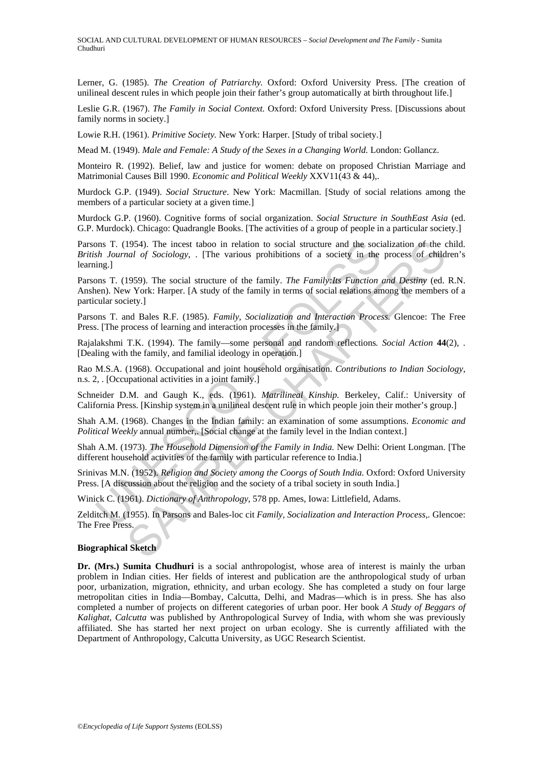Lerner, G. (1985). *The Creation of Patriarchy.* Oxford: Oxford University Press. [The creation of unilineal descent rules in which people join their father's group automatically at birth throughout life.]

Leslie G.R. (1967). *The Family in Social Context.* Oxford: Oxford University Press. [Discussions about family norms in society.]

Lowie R.H. (1961). *Primitive Society.* New York: Harper. [Study of tribal society.]

Mead M. (1949). *Male and Female: A Study of the Sexes in a Changing World.* London: Gollancz.

Monteiro R. (1992). Belief, law and justice for women: debate on proposed Christian Marriage and Matrimonial Causes Bill 1990. *Economic and Political Weekly* XXV11(43 & 44),.

Murdock G.P. (1949). *Social Structure*. New York: Macmillan. [Study of social relations among the members of a particular society at a given time.]

Murdock G.P. (1960). Cognitive forms of social organization. *Social Structure in SouthEast Asia* (ed. G.P. Murdock). Chicago: Quadrangle Books. [The activities of a group of people in a particular society.]

Parsons T. (1954). The incest taboo in relation to social structure and the socialization of the child. *British Journal of Sociology,* . [The various prohibitions of a society in the process of children's learning.]

Parsons T. (1959). The social structure of the family. *The Family:Its Function and Destiny* (ed. R.N. Anshen). New York: Harper. [A study of the family in terms of social relations among the members of a particular society.]

Parsons T. and Bales R.F. (1985). *Family, Socialization and Interaction Process.* Glencoe: The Free Press. [The process of learning and interaction processes in the family.]

Rajalakshmi T.K. (1994). The family—some personal and random reflections*. Social Action* **44**(2), . [Dealing with the family, and familial ideology in operation.]

Rao M.S.A. (1968). Occupational and joint household organisation. *Contributions to Indian Sociology,* n.s. 2, . [Occupational activities in a joint family.]

Schneider D.M. and Gaugh K., eds. (1961). *Matrilineal Kinship.* Berkeley, Calif.: University of California Press. [Kinship system in a unilineal descent rule in which people join their mother's group.]

Shah A.M. (1968). Changes in the Indian family: an examination of some assumptions. *Economic and Political Weekly* annual number,. [Social change at the family level in the Indian context.]

Shah A.M. (1973). *The Household Dimension of the Family in India.* New Delhi: Orient Longman. [The different household activities of the family with particular reference to India.]

Srinivas M.N. (1952). *Religion and Society among the Coorgs of South India.* Oxford: Oxford University Press. [A discussion about the religion and the society of a tribal society in south India.]

Winick C. (1961). *Dictionary of Anthropology*, 578 pp. Ames, Iowa: Littlefield, Adams.

Zelditch M. (1955). In Parsons and Bales-loc cit *Family, Socialization and Interaction Process,.* Glencoe: The Free Press.

**Biographical Sketch**

**Dr. (Mrs.) Sumita Chudhuri** is a social anthropologist, whose area of interest is mainly the urban problem in Indian cities. Her fields of interest and publication are the anthropological study of urban poor, urbanization, migration, ethnicity, and urban ecology. She has completed a study on four large metropolitan cities in India—Bombay, Calcutta, Delhi, and Madras—which is in press. She has also completed a number of projects on different categories of urban poor. Her book *A Study of Beggars of Kalighat, Calcutta* was published by Anthropological Survey of India, with whom she was previously affiliated. She has started her next project on urban ecology. She is currently affiliated with the Department of Anthropology, Calcutta University, as UGC Research Scientist.